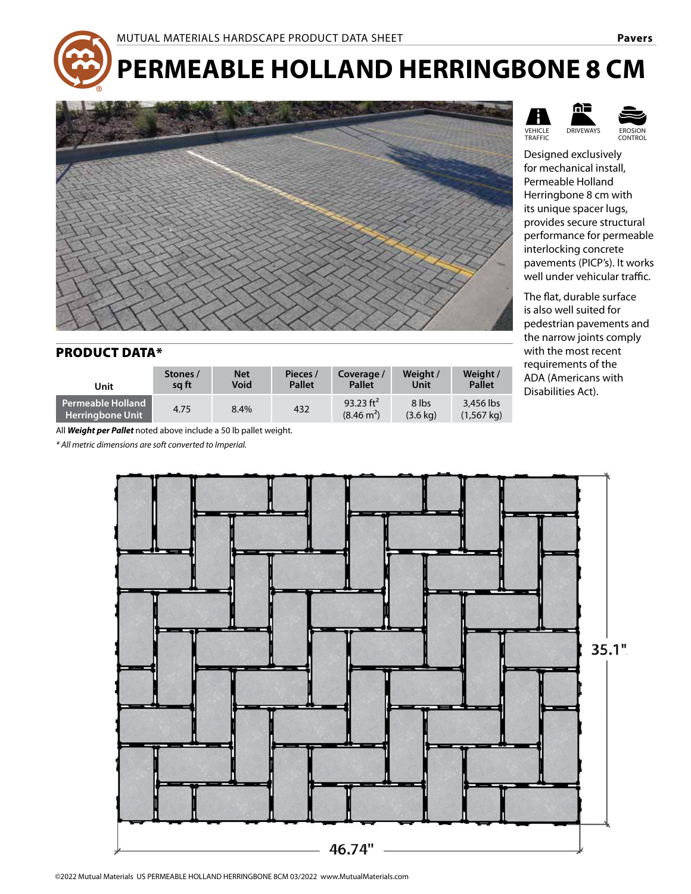MUTUAL MATERIALS HARDSCAPE PRODUCT DATA SHEET — Pavers

# PERMEABLE HOLLAND HERRINGBONE 8 CM

VEHICLE TRAFFIC | DRIVEWAYS | EROSION CONTROL

Designed exclusively for mechanical install, Permeable Holland Herringbone 8 cm with its unique spacer lugs, provides secure structural performance for permeable interlocking concrete pavements (PICP's). It works well under vehicular traffic.

The flat, durable surface is also well suited for pedestrian pavements and the narrow joints comply with the most recent requirements of the ADA (Americans with Disabilities Act).

## PRODUCT DATA*

| Unit | Stones / sq ft | Net Void | Pieces / Pallet | Coverage / Pallet | Weight / Unit | Weight / Pallet |
|---|---|---|---|---|---|---|
| **Permeable Holland Herringbone Unit** | 4.75 | 8.4% | 432 | 93.23 ft$^2$ (8.46 m$^2$) | 8 lbs (3.6 kg) | 3,456 lbs (1,567 kg) |

All ***Weight per Pallet*** noted above include a 50 lb pallet weight.

*\* All metric dimensions are soft converted to Imperial.*

35.1"

46.74"

©2022 Mutual Materials US PERMEABLE HOLLAND HERRINGBONE 8CM 03/2022 www.MutualMaterials.com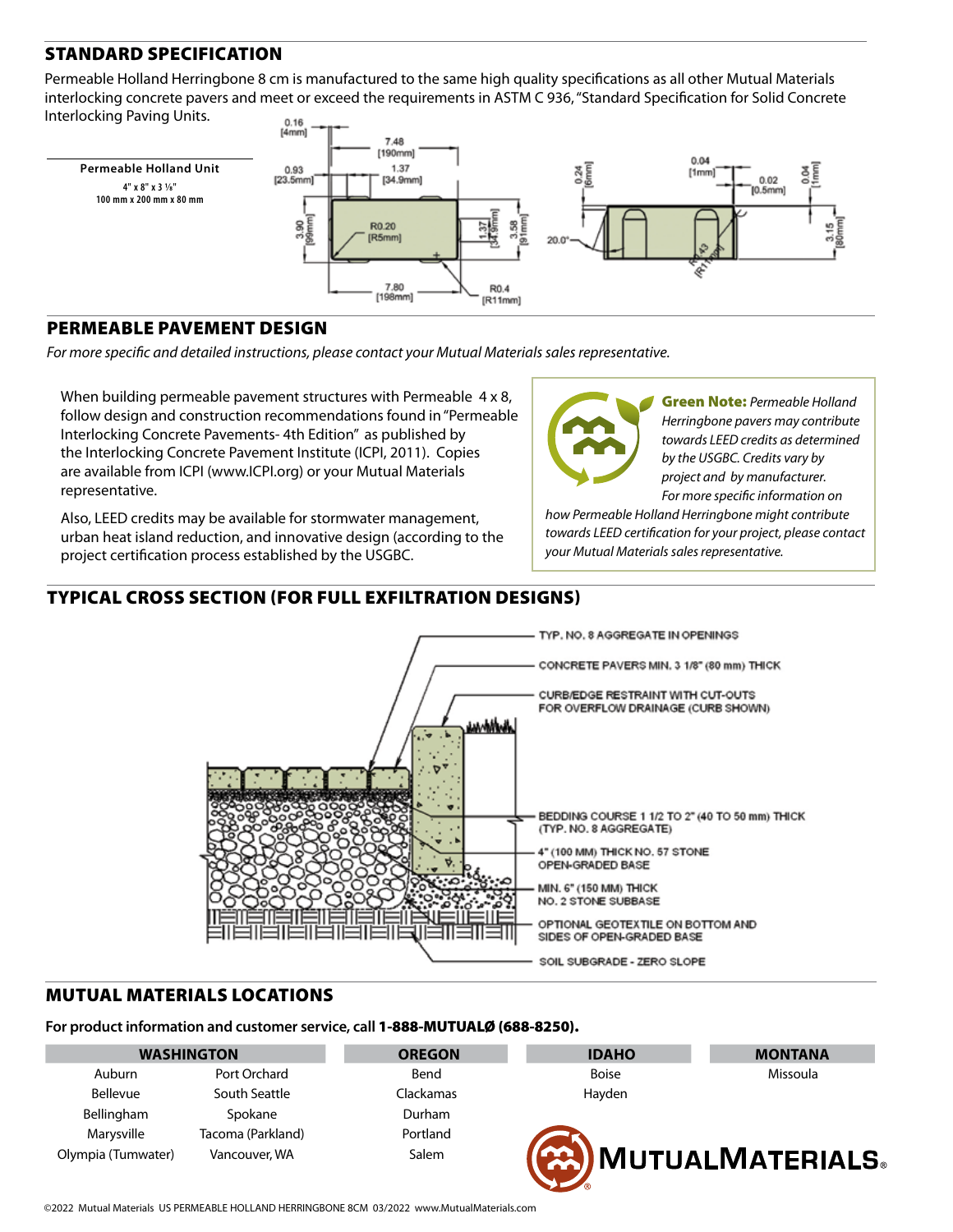## STANDARD SPECIFICATION

Permeable Holland Herringbone 8 cm is manufactured to the same high quality specifications as all other Mutual Materials interlocking concrete pavers and meet or exceed the requirements in ASTM C 936, "Standard Specification for Solid Concrete Interlocking Paving Units.

**Permeable Holland Unit**

**4" x 8" x 3 ⅛"**
**100 mm x 200 mm x 80 mm**

0.16 [4mm]
7.48 [190mm]
0.93 [23.5mm]
1.37 [34.9mm]
3.90 [99mm]
R0.20 [R5mm]
1.37 [34.9mm]
3.58 [91mm]
7.80 [198mm]
R0.4 [R11mm]

0.24 [6mm]
0.04 [1mm]
0.02 [0.5mm]
0.04 [1mm]
20.0°
R0.43 [R11mm]
3.15 [80mm]

## PERMEABLE PAVEMENT DESIGN

*For more specific and detailed instructions, please contact your Mutual Materials sales representative.*

When building permeable pavement structures with Permeable 4 x 8, follow design and construction recommendations found in "Permeable Interlocking Concrete Pavements- 4th Edition" as published by the Interlocking Concrete Pavement Institute (ICPI, 2011). Copies are available from ICPI (www.ICPI.org) or your Mutual Materials representative.

Also, LEED credits may be available for stormwater management, urban heat island reduction, and innovative design (according to the project certification process established by the USGBC.

**Green Note:** *Permeable Holland Herringbone pavers may contribute towards LEED credits as determined by the USGBC. Credits vary by project and by manufacturer. For more specific information on how Permeable Holland Herringbone might contribute towards LEED certification for your project, please contact your Mutual Materials sales representative.*

## TYPICAL CROSS SECTION (FOR FULL EXFILTRATION DESIGNS)

TYP. NO. 8 AGGREGATE IN OPENINGS
CONCRETE PAVERS MIN. 3 1/8" (80 mm) THICK
CURB/EDGE RESTRAINT WITH CUT-OUTS FOR OVERFLOW DRAINAGE (CURB SHOWN)
BEDDING COURSE 1 1/2 TO 2" (40 TO 50 mm) THICK (TYP. NO. 8 AGGREGATE)
4" (100 MM) THICK NO. 57 STONE OPEN-GRADED BASE
MIN. 6" (150 MM) THICK NO. 2 STONE SUBBASE
OPTIONAL GEOTEXTILE ON BOTTOM AND SIDES OF OPEN-GRADED BASE
SOIL SUBGRADE - ZERO SLOPE

## MUTUAL MATERIALS LOCATIONS

**For product information and customer service, call 1-888-MUTUALØ (688-8250).**

| WASHINGTON | | OREGON | IDAHO | MONTANA |
|---|---|---|---|---|
| Auburn | Port Orchard | Bend | Boise | Missoula |
| Bellevue | South Seattle | Clackamas | Hayden | |
| Bellingham | Spokane | Durham | | |
| Marysville | Tacoma (Parkland) | Portland | | |
| Olympia (Tumwater) | Vancouver, WA | Salem | | |

MUTUALMATERIALS®

©2022 Mutual Materials US PERMEABLE HOLLAND HERRINGBONE 8CM 03/2022 www.MutualMaterials.com